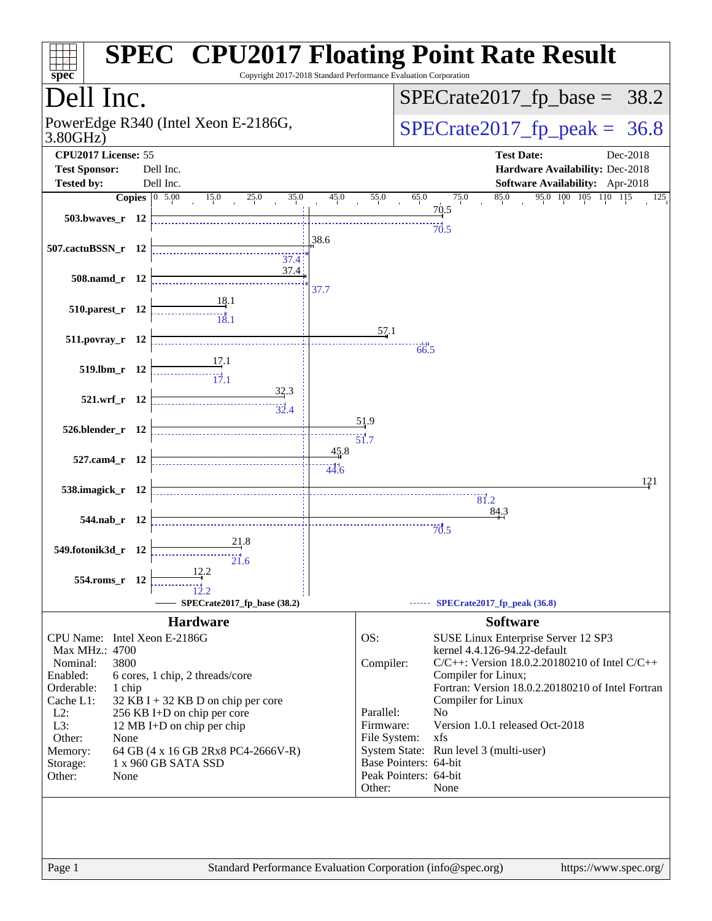# SPEC CPU2017 Floating Point Rate Result

Copyright 2017-2018 Standard Performance Evaluation Corporation

## Dell Inc.

PowerEdge R340 (Intel Xeon E-2186G, 3.80GHz)

SPECrate2017_fp_base = 38.2

SPECrate2017_fp_peak = 36.8

**CPU2017 License:** 55
**Test Sponsor:** Dell Inc.
**Tested by:** Dell Inc.

**Test Date:** Dec-2018
**Hardware Availability:** Dec-2018
**Software Availability:** Apr-2018

| Benchmark | Copies | Base | Peak |
|---|---|---|---|
| 503.bwaves_r | 12 | 70.5 | 70.5 |
| 507.cactuBSSN_r | 12 | 38.6 | 37.4 |
| 508.namd_r | 12 | 37.4 | 37.7 |
| 510.parest_r | 12 | 18.1 | 18.1 |
| 511.povray_r | 12 | 57.1 | 66.5 |
| 519.lbm_r | 12 | 17.1 | 17.1 |
| 521.wrf_r | 12 | 32.3 | 32.4 |
| 526.blender_r | 12 | 51.9 | 51.7 |
| 527.cam4_r | 12 | 45.8 | 44.6 |
| 538.imagick_r | 12 | 121 | 81.2 |
| 544.nab_r | 12 | 84.3 | 70.5 |
| 549.fotonik3d_r | 12 | 21.8 | 21.6 |
| 554.roms_r | 12 | 12.2 | 12.2 |

SPECrate2017_fp_base (38.2) — SPECrate2017_fp_peak (36.8)

### Hardware

| | |
|---|---|
| CPU Name: | Intel Xeon E-2186G |
| Max MHz.: | 4700 |
| Nominal: | 3800 |
| Enabled: | 6 cores, 1 chip, 2 threads/core |
| Orderable: | 1 chip |
| Cache L1: | 32 KB I + 32 KB D on chip per core |
| L2: | 256 KB I+D on chip per core |
| L3: | 12 MB I+D on chip per chip |
| Other: | None |
| Memory: | 64 GB (4 x 16 GB 2Rx8 PC4-2666V-R) |
| Storage: | 1 x 960 GB SATA SSD |
| Other: | None |

### Software

| | |
|---|---|
| OS: | SUSE Linux Enterprise Server 12 SP3 kernel 4.4.126-94.22-default |
| Compiler: | C/C++: Version 18.0.2.20180210 of Intel C/C++ Compiler for Linux; Fortran: Version 18.0.2.20180210 of Intel Fortran Compiler for Linux |
| Parallel: | No |
| Firmware: | Version 1.0.1 released Oct-2018 |
| File System: | xfs |
| System State: | Run level 3 (multi-user) |
| Base Pointers: | 64-bit |
| Peak Pointers: | 64-bit |
| Other: | None |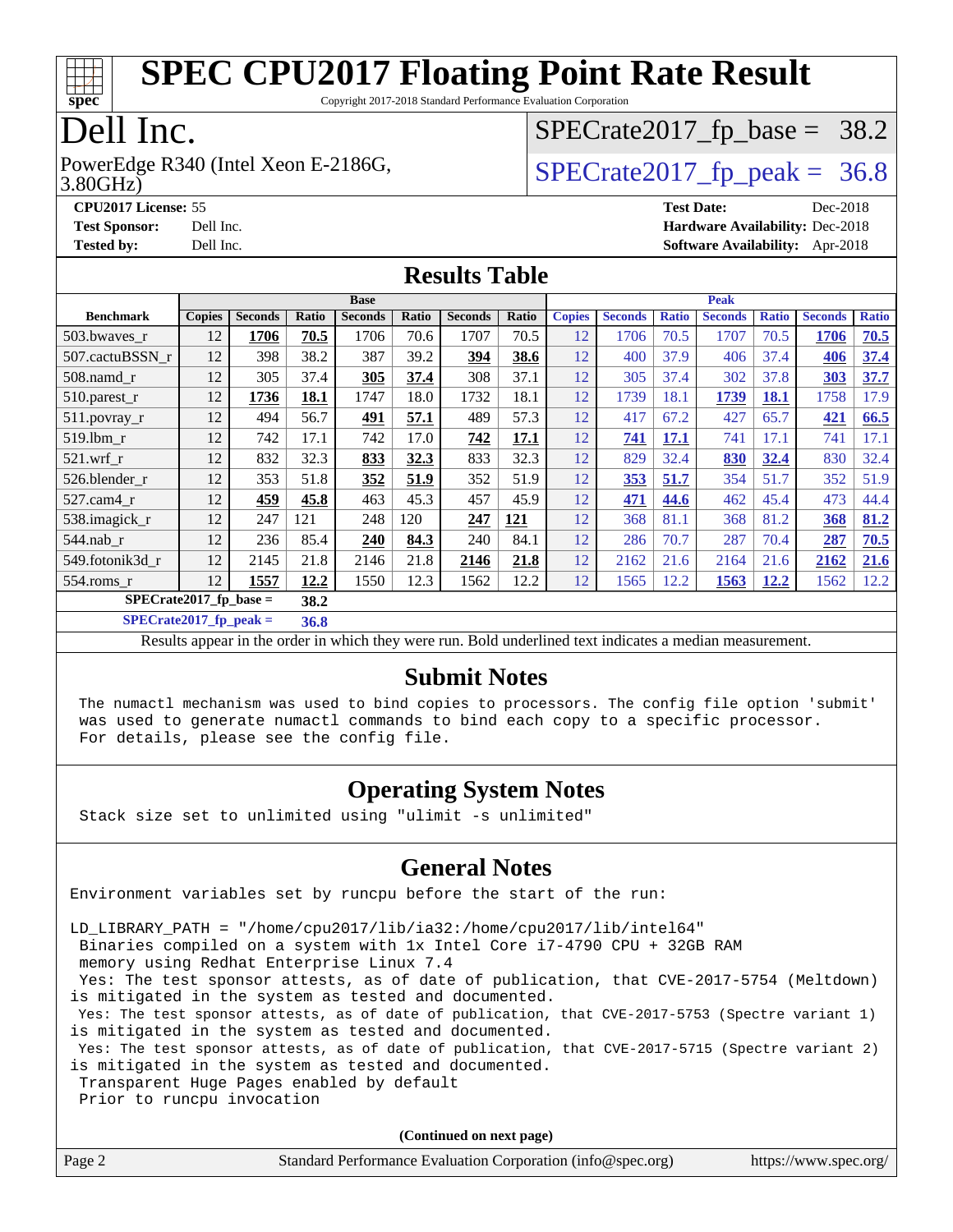# SPEC CPU2017 Floating Point Rate Result

Copyright 2017-2018 Standard Performance Evaluation Corporation

# Dell Inc.

PowerEdge R340 (Intel Xeon E-2186G, 3.80GHz)

SPECrate2017_fp_base = 38.2

SPECrate2017_fp_peak = 36.8

**CPU2017 License:** 55
**Test Sponsor:** Dell Inc.
**Tested by:** Dell Inc.

**Test Date:** Dec-2018
**Hardware Availability:** Dec-2018
**Software Availability:** Apr-2018

## Results Table

| | Base | | | | | | | Peak | | | | | | |
|---|---|---|---|---|---|---|---|---|---|---|---|---|---|---|
| **Benchmark** | **Copies** | **Seconds** | **Ratio** | **Seconds** | **Ratio** | **Seconds** | **Ratio** | **Copies** | **Seconds** | **Ratio** | **Seconds** | **Ratio** | **Seconds** | **Ratio** |
| 503.bwaves_r | 12 | **1706** | **70.5** | 1706 | 70.6 | 1707 | 70.5 | 12 | 1706 | 70.5 | 1707 | 70.5 | **1706** | **70.5** |
| 507.cactuBSSN_r | 12 | 398 | 38.2 | 387 | 39.2 | **394** | **38.6** | 12 | 400 | 37.9 | 406 | 37.4 | **406** | **37.4** |
| 508.namd_r | 12 | 305 | 37.4 | **305** | **37.4** | 308 | 37.1 | 12 | 305 | 37.4 | 302 | 37.8 | **303** | **37.7** |
| 510.parest_r | 12 | **1736** | **18.1** | 1747 | 18.0 | 1732 | 18.1 | 12 | 1739 | 18.1 | **1739** | **18.1** | 1758 | 17.9 |
| 511.povray_r | 12 | 494 | 56.7 | **491** | **57.1** | 489 | 57.3 | 12 | 417 | 67.2 | 427 | 65.7 | **421** | **66.5** |
| 519.lbm_r | 12 | 742 | 17.1 | 742 | 17.0 | **742** | **17.1** | 12 | **741** | **17.1** | 741 | 17.1 | 741 | 17.1 |
| 521.wrf_r | 12 | 832 | 32.3 | **833** | **32.3** | 833 | 32.3 | 12 | 829 | 32.4 | **830** | **32.4** | 830 | 32.4 |
| 526.blender_r | 12 | 353 | 51.8 | **352** | **51.9** | 352 | 51.9 | 12 | **353** | **51.7** | 354 | 51.7 | 352 | 51.9 |
| 527.cam4_r | 12 | **459** | **45.8** | 463 | 45.3 | 457 | 45.9 | 12 | **471** | **44.6** | 462 | 45.4 | 473 | 44.4 |
| 538.imagick_r | 12 | 247 | 121 | 248 | 120 | **247** | **121** | 12 | 368 | 81.1 | 368 | 81.2 | **368** | **81.2** |
| 544.nab_r | 12 | 236 | 85.4 | **240** | **84.3** | 240 | 84.1 | 12 | 286 | 70.7 | 287 | 70.4 | **287** | **70.5** |
| 549.fotonik3d_r | 12 | 2145 | 21.8 | 2146 | 21.8 | **2146** | **21.8** | 12 | 2162 | 21.6 | 2164 | 21.6 | **2162** | **21.6** |
| 554.roms_r | 12 | **1557** | **12.2** | 1550 | 12.3 | 1562 | 12.2 | 12 | 1565 | 12.2 | **1563** | **12.2** | 1562 | 12.2 |

**SPECrate2017_fp_base = 38.2**

**SPECrate2017_fp_peak = 36.8**

Results appear in the order in which they were run. Bold underlined text indicates a median measurement.

## Submit Notes

```
The numactl mechanism was used to bind copies to processors. The config file option 'submit'
was used to generate numactl commands to bind each copy to a specific processor.
For details, please see the config file.
```

## Operating System Notes

```
Stack size set to unlimited using "ulimit -s unlimited"
```

## General Notes

```
Environment variables set by runcpu before the start of the run:

LD_LIBRARY_PATH = "/home/cpu2017/lib/ia32:/home/cpu2017/lib/intel64"
 Binaries compiled on a system with 1x Intel Core i7-4790 CPU + 32GB RAM
 memory using Redhat Enterprise Linux 7.4
 Yes: The test sponsor attests, as of date of publication, that CVE-2017-5754 (Meltdown)
is mitigated in the system as tested and documented.
 Yes: The test sponsor attests, as of date of publication, that CVE-2017-5753 (Spectre variant 1)
is mitigated in the system as tested and documented.
 Yes: The test sponsor attests, as of date of publication, that CVE-2017-5715 (Spectre variant 2)
is mitigated in the system as tested and documented.
 Transparent Huge Pages enabled by default
 Prior to runcpu invocation
```

**(Continued on next page)**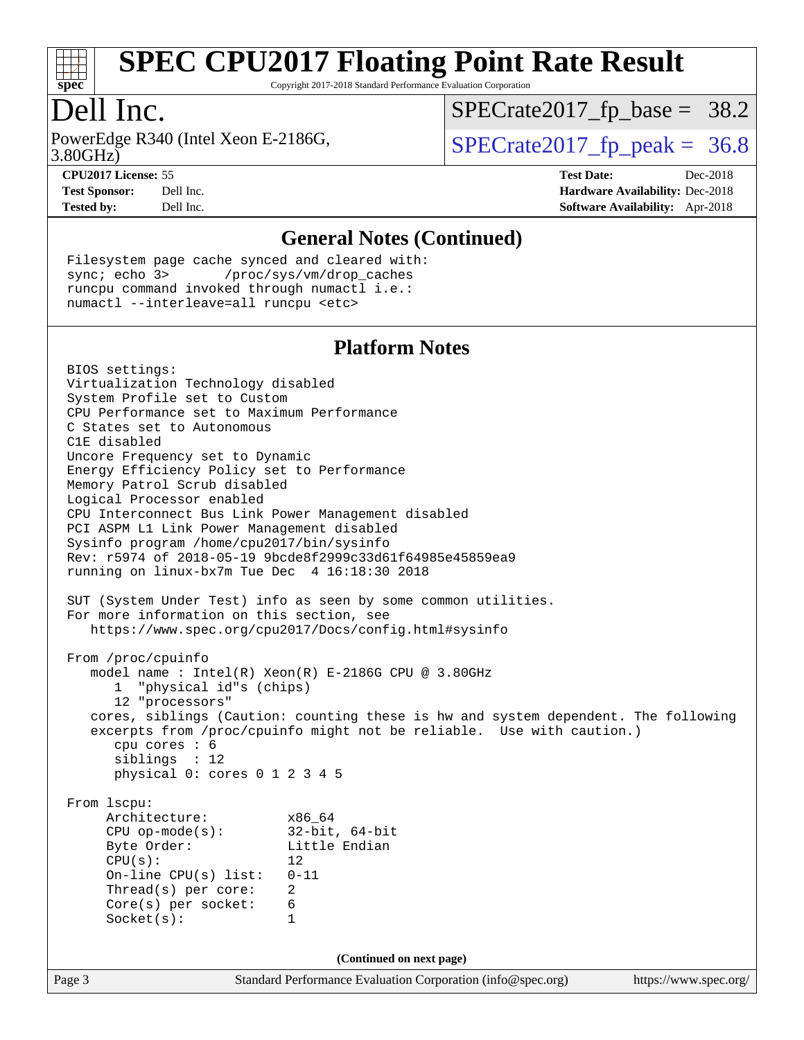# SPEC CPU2017 Floating Point Rate Result

Copyright 2017-2018 Standard Performance Evaluation Corporation

## Dell Inc.

PowerEdge R340 (Intel Xeon E-2186G, 3.80GHz)

SPECrate2017_fp_base = 38.2

SPECrate2017_fp_peak = 36.8

**CPU2017 License:** 55
**Test Sponsor:** Dell Inc.
**Tested by:** Dell Inc.

**Test Date:** Dec-2018
**Hardware Availability:** Dec-2018
**Software Availability:** Apr-2018

### General Notes (Continued)

```
Filesystem page cache synced and cleared with:
sync; echo 3>       /proc/sys/vm/drop_caches
runcpu command invoked through numactl i.e.:
numactl --interleave=all runcpu <etc>
```

### Platform Notes

```
BIOS settings:
Virtualization Technology disabled
System Profile set to Custom
CPU Performance set to Maximum Performance
C States set to Autonomous
C1E disabled
Uncore Frequency set to Dynamic
Energy Efficiency Policy set to Performance
Memory Patrol Scrub disabled
Logical Processor enabled
CPU Interconnect Bus Link Power Management disabled
PCI ASPM L1 Link Power Management disabled
Sysinfo program /home/cpu2017/bin/sysinfo
Rev: r5974 of 2018-05-19 9bcde8f2999c33d61f64985e45859ea9
running on linux-bx7m Tue Dec  4 16:18:30 2018

SUT (System Under Test) info as seen by some common utilities.
For more information on this section, see
   https://www.spec.org/cpu2017/Docs/config.html#sysinfo

From /proc/cpuinfo
   model name : Intel(R) Xeon(R) E-2186G CPU @ 3.80GHz
      1  "physical id"s (chips)
      12 "processors"
   cores, siblings (Caution: counting these is hw and system dependent. The following
   excerpts from /proc/cpuinfo might not be reliable.  Use with caution.)
      cpu cores : 6
      siblings  : 12
      physical 0: cores 0 1 2 3 4 5

From lscpu:
     Architecture:          x86_64
     CPU op-mode(s):        32-bit, 64-bit
     Byte Order:            Little Endian
     CPU(s):                12
     On-line CPU(s) list:   0-11
     Thread(s) per core:    2
     Core(s) per socket:    6
     Socket(s):             1
```

(Continued on next page)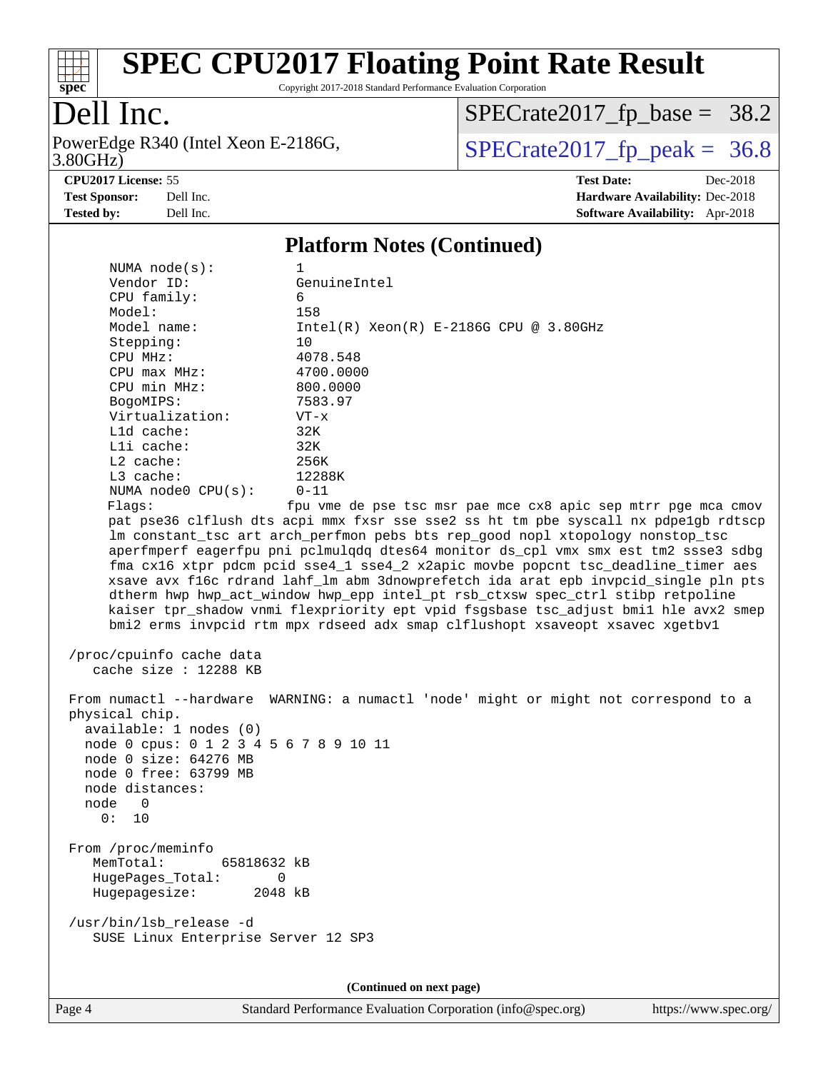# SPEC CPU2017 Floating Point Rate Result

Copyright 2017-2018 Standard Performance Evaluation Corporation

## Dell Inc.

PowerEdge R340 (Intel Xeon E-2186G, 3.80GHz)

SPECrate2017_fp_base = 38.2

SPECrate2017_fp_peak = 36.8

**CPU2017 License:** 55
**Test Sponsor:** Dell Inc.
**Tested by:** Dell Inc.

**Test Date:** Dec-2018
**Hardware Availability:** Dec-2018
**Software Availability:** Apr-2018

### Platform Notes (Continued)

```
    NUMA node(s):          1
    Vendor ID:             GenuineIntel
    CPU family:            6
    Model:                 158
    Model name:            Intel(R) Xeon(R) E-2186G CPU @ 3.80GHz
    Stepping:              10
    CPU MHz:               4078.548
    CPU max MHz:           4700.0000
    CPU min MHz:           800.0000
    BogoMIPS:              7583.97
    Virtualization:        VT-x
    L1d cache:             32K
    L1i cache:             32K
    L2 cache:              256K
    L3 cache:              12288K
    NUMA node0 CPU(s):     0-11
    Flags:                fpu vme de pse tsc msr pae mce cx8 apic sep mtrr pge mca cmov
    pat pse36 clflush dts acpi mmx fxsr sse sse2 ss ht tm pbe syscall nx pdpe1gb rdtscp
    lm constant_tsc art arch_perfmon pebs bts rep_good nopl xtopology nonstop_tsc
    aperfmperf eagerfpu pni pclmulqdq dtes64 monitor ds_cpl vmx smx est tm2 ssse3 sdbg
    fma cx16 xtpr pdcm pcid sse4_1 sse4_2 x2apic movbe popcnt tsc_deadline_timer aes
    xsave avx f16c rdrand lahf_lm abm 3dnowprefetch ida arat epb invpcid_single pln pts
    dtherm hwp hwp_act_window hwp_epp intel_pt rsb_ctxsw spec_ctrl stibp retpoline
    kaiser tpr_shadow vnmi flexpriority ept vpid fsgsbase tsc_adjust bmi1 hle avx2 smep
    bmi2 erms invpcid rtm mpx rdseed adx smap clflushopt xsaveopt xsavec xgetbv1

 /proc/cpuinfo cache data
    cache size : 12288 KB

 From numactl --hardware  WARNING: a numactl 'node' might or might not correspond to a
 physical chip.
   available: 1 nodes (0)
   node 0 cpus: 0 1 2 3 4 5 6 7 8 9 10 11
   node 0 size: 64276 MB
   node 0 free: 63799 MB
   node distances:
   node   0
     0:  10

 From /proc/meminfo
    MemTotal:       65818632 kB
    HugePages_Total:       0
    Hugepagesize:       2048 kB

 /usr/bin/lsb_release -d
    SUSE Linux Enterprise Server 12 SP3
```

(Continued on next page)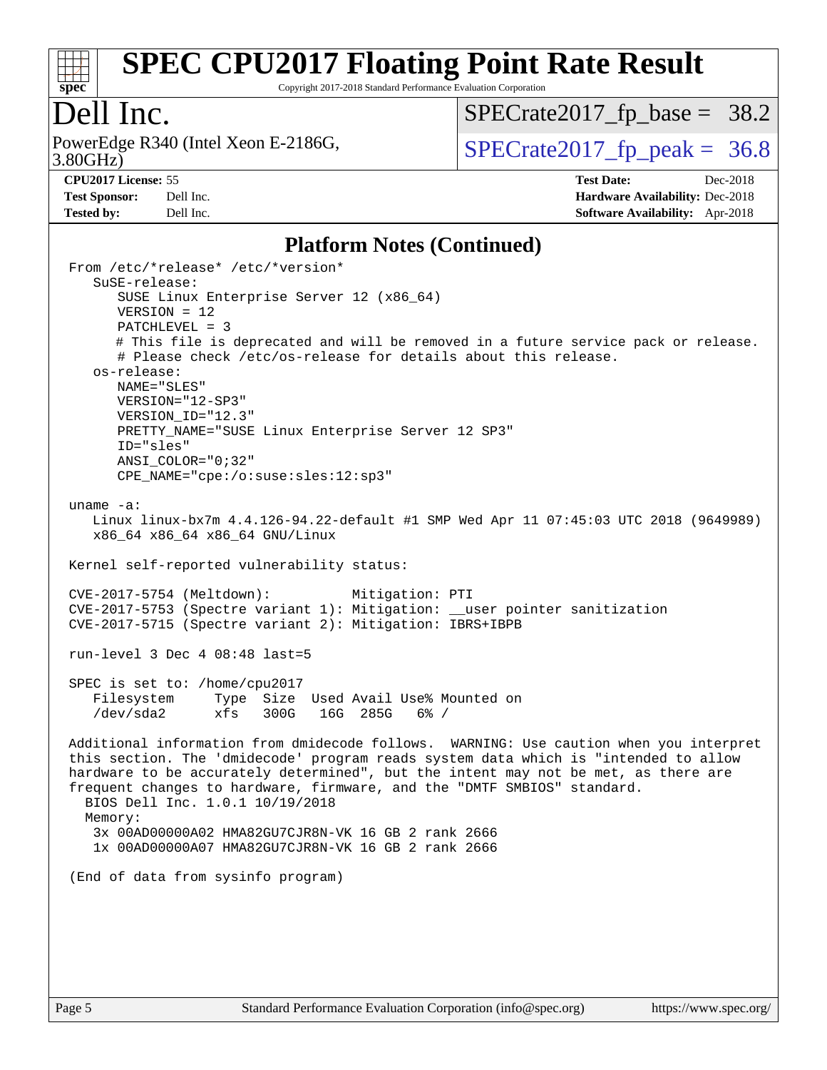## Platform Notes (Continued)

```
From /etc/*release* /etc/*version*
   SuSE-release:
      SUSE Linux Enterprise Server 12 (x86_64)
      VERSION = 12
      PATCHLEVEL = 3
      # This file is deprecated and will be removed in a future service pack or release.
      # Please check /etc/os-release for details about this release.
   os-release:
      NAME="SLES"
      VERSION="12-SP3"
      VERSION_ID="12.3"
      PRETTY_NAME="SUSE Linux Enterprise Server 12 SP3"
      ID="sles"
      ANSI_COLOR="0;32"
      CPE_NAME="cpe:/o:suse:sles:12:sp3"

uname -a:
   Linux linux-bx7m 4.4.126-94.22-default #1 SMP Wed Apr 11 07:45:03 UTC 2018 (9649989)
   x86_64 x86_64 x86_64 GNU/Linux

Kernel self-reported vulnerability status:

CVE-2017-5754 (Meltdown):          Mitigation: PTI
CVE-2017-5753 (Spectre variant 1): Mitigation: __user pointer sanitization
CVE-2017-5715 (Spectre variant 2): Mitigation: IBRS+IBPB

run-level 3 Dec 4 08:48 last=5

SPEC is set to: /home/cpu2017
   Filesystem     Type  Size  Used Avail Use% Mounted on
   /dev/sda2      xfs   300G   16G  285G   6% /

Additional information from dmidecode follows.  WARNING: Use caution when you interpret
this section. The 'dmidecode' program reads system data which is "intended to allow
hardware to be accurately determined", but the intent may not be met, as there are
frequent changes to hardware, firmware, and the "DMTF SMBIOS" standard.
  BIOS Dell Inc. 1.0.1 10/19/2018
  Memory:
    3x 00AD00000A02 HMA82GU7CJR8N-VK 16 GB 2 rank 2666
    1x 00AD00000A07 HMA82GU7CJR8N-VK 16 GB 2 rank 2666

(End of data from sysinfo program)
```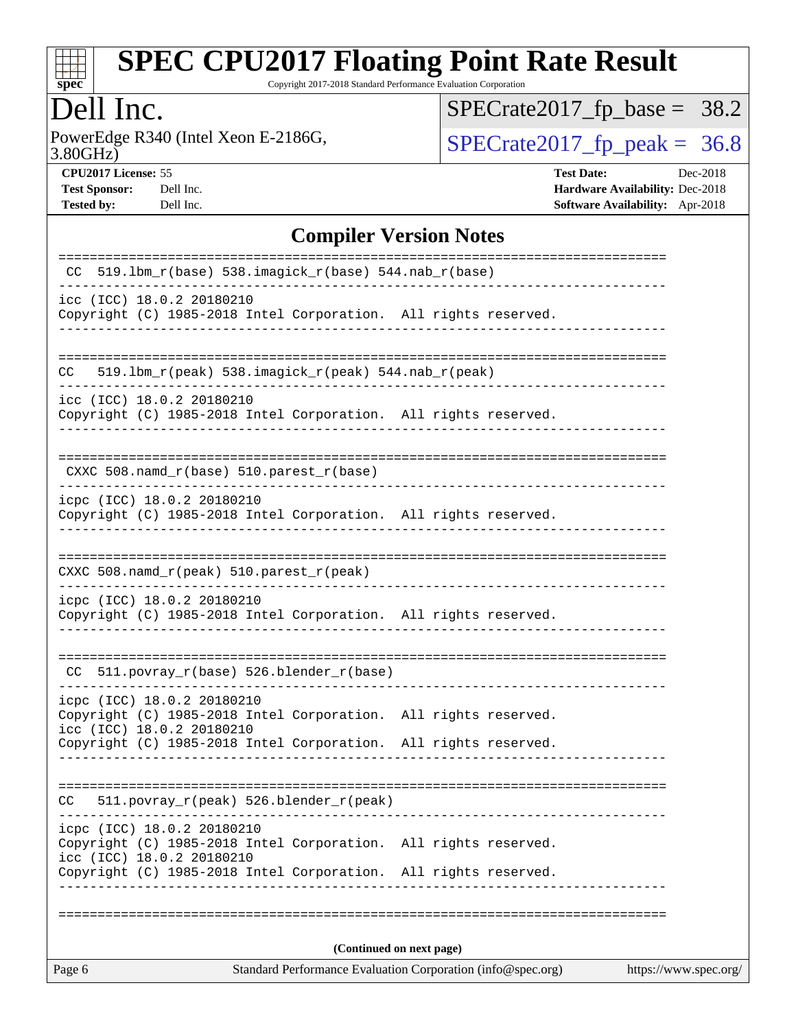## Compiler Version Notes

```
==============================================================================
 CC  519.lbm_r(base) 538.imagick_r(base) 544.nab_r(base)
------------------------------------------------------------------------------
icc (ICC) 18.0.2 20180210
Copyright (C) 1985-2018 Intel Corporation.  All rights reserved.
------------------------------------------------------------------------------

==============================================================================
CC   519.lbm_r(peak) 538.imagick_r(peak) 544.nab_r(peak)
------------------------------------------------------------------------------
icc (ICC) 18.0.2 20180210
Copyright (C) 1985-2018 Intel Corporation.  All rights reserved.
------------------------------------------------------------------------------

==============================================================================
 CXXC 508.namd_r(base) 510.parest_r(base)
------------------------------------------------------------------------------
icpc (ICC) 18.0.2 20180210
Copyright (C) 1985-2018 Intel Corporation.  All rights reserved.
------------------------------------------------------------------------------

==============================================================================
CXXC 508.namd_r(peak) 510.parest_r(peak)
------------------------------------------------------------------------------
icpc (ICC) 18.0.2 20180210
Copyright (C) 1985-2018 Intel Corporation.  All rights reserved.
------------------------------------------------------------------------------

==============================================================================
 CC  511.povray_r(base) 526.blender_r(base)
------------------------------------------------------------------------------
icpc (ICC) 18.0.2 20180210
Copyright (C) 1985-2018 Intel Corporation.  All rights reserved.
icc (ICC) 18.0.2 20180210
Copyright (C) 1985-2018 Intel Corporation.  All rights reserved.
------------------------------------------------------------------------------

==============================================================================
CC   511.povray_r(peak) 526.blender_r(peak)
------------------------------------------------------------------------------
icpc (ICC) 18.0.2 20180210
Copyright (C) 1985-2018 Intel Corporation.  All rights reserved.
icc (ICC) 18.0.2 20180210
Copyright (C) 1985-2018 Intel Corporation.  All rights reserved.
------------------------------------------------------------------------------

==============================================================================
```

**(Continued on next page)**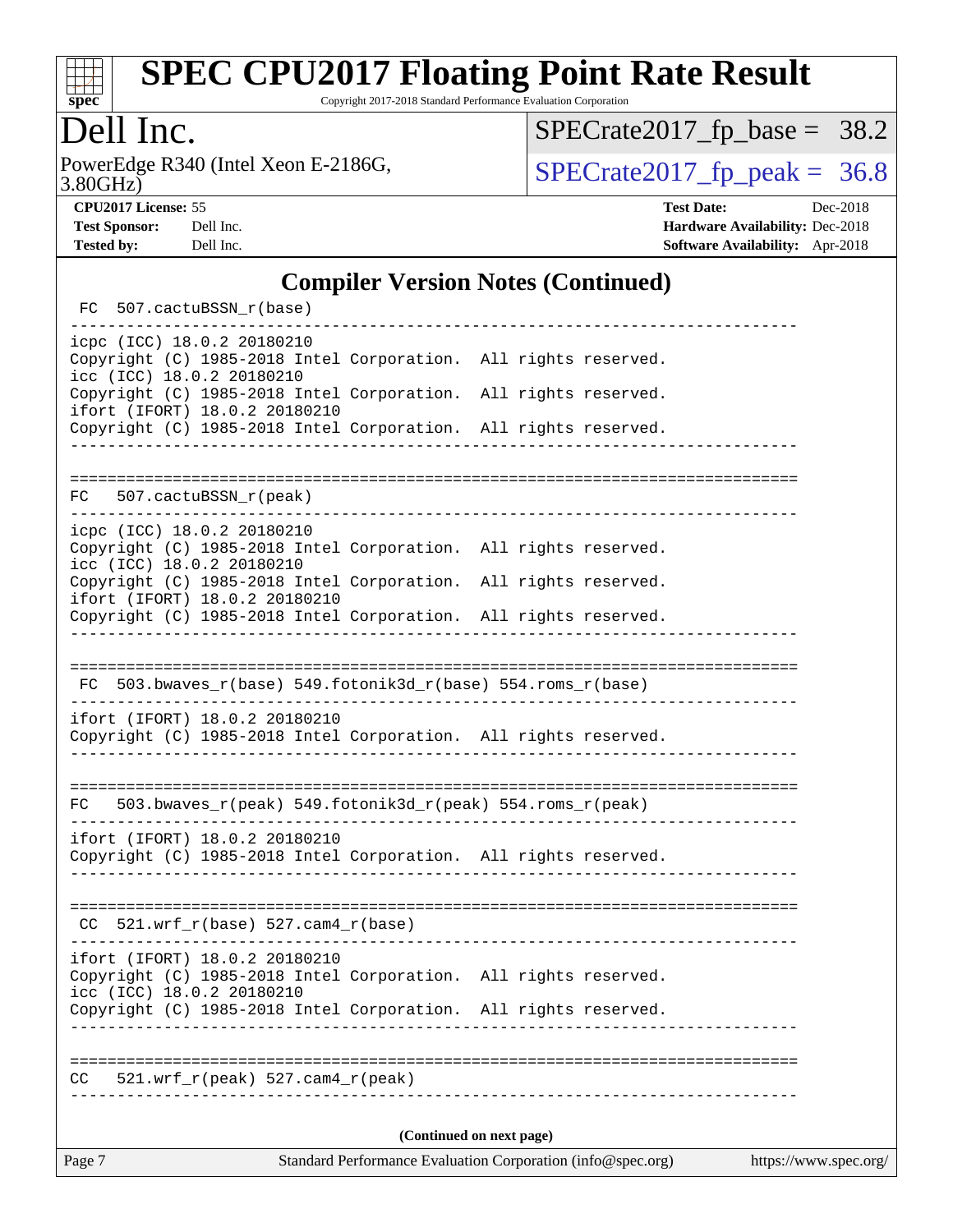# SPEC CPU2017 Floating Point Rate Result

Copyright 2017-2018 Standard Performance Evaluation Corporation

**Dell Inc.**

PowerEdge R340 (Intel Xeon E-2186G, 3.80GHz)

SPECrate2017_fp_base = 38.2

SPECrate2017_fp_peak = 36.8

**CPU2017 License:** 55
**Test Sponsor:** Dell Inc.
**Tested by:** Dell Inc.

**Test Date:** Dec-2018
**Hardware Availability:** Dec-2018
**Software Availability:** Apr-2018

## Compiler Version Notes (Continued)

```
 FC  507.cactuBSSN_r(base)
------------------------------------------------------------------------------
icpc (ICC) 18.0.2 20180210
Copyright (C) 1985-2018 Intel Corporation.  All rights reserved.
icc (ICC) 18.0.2 20180210
Copyright (C) 1985-2018 Intel Corporation.  All rights reserved.
ifort (IFORT) 18.0.2 20180210
Copyright (C) 1985-2018 Intel Corporation.  All rights reserved.
------------------------------------------------------------------------------

==============================================================================
FC   507.cactuBSSN_r(peak)
------------------------------------------------------------------------------
icpc (ICC) 18.0.2 20180210
Copyright (C) 1985-2018 Intel Corporation.  All rights reserved.
icc (ICC) 18.0.2 20180210
Copyright (C) 1985-2018 Intel Corporation.  All rights reserved.
ifort (IFORT) 18.0.2 20180210
Copyright (C) 1985-2018 Intel Corporation.  All rights reserved.
------------------------------------------------------------------------------

==============================================================================
 FC  503.bwaves_r(base) 549.fotonik3d_r(base) 554.roms_r(base)
------------------------------------------------------------------------------
ifort (IFORT) 18.0.2 20180210
Copyright (C) 1985-2018 Intel Corporation.  All rights reserved.
------------------------------------------------------------------------------

==============================================================================
FC   503.bwaves_r(peak) 549.fotonik3d_r(peak) 554.roms_r(peak)
------------------------------------------------------------------------------
ifort (IFORT) 18.0.2 20180210
Copyright (C) 1985-2018 Intel Corporation.  All rights reserved.
------------------------------------------------------------------------------

==============================================================================
 CC  521.wrf_r(base) 527.cam4_r(base)
------------------------------------------------------------------------------
ifort (IFORT) 18.0.2 20180210
Copyright (C) 1985-2018 Intel Corporation.  All rights reserved.
icc (ICC) 18.0.2 20180210
Copyright (C) 1985-2018 Intel Corporation.  All rights reserved.
------------------------------------------------------------------------------

==============================================================================
CC   521.wrf_r(peak) 527.cam4_r(peak)
------------------------------------------------------------------------------
```

(Continued on next page)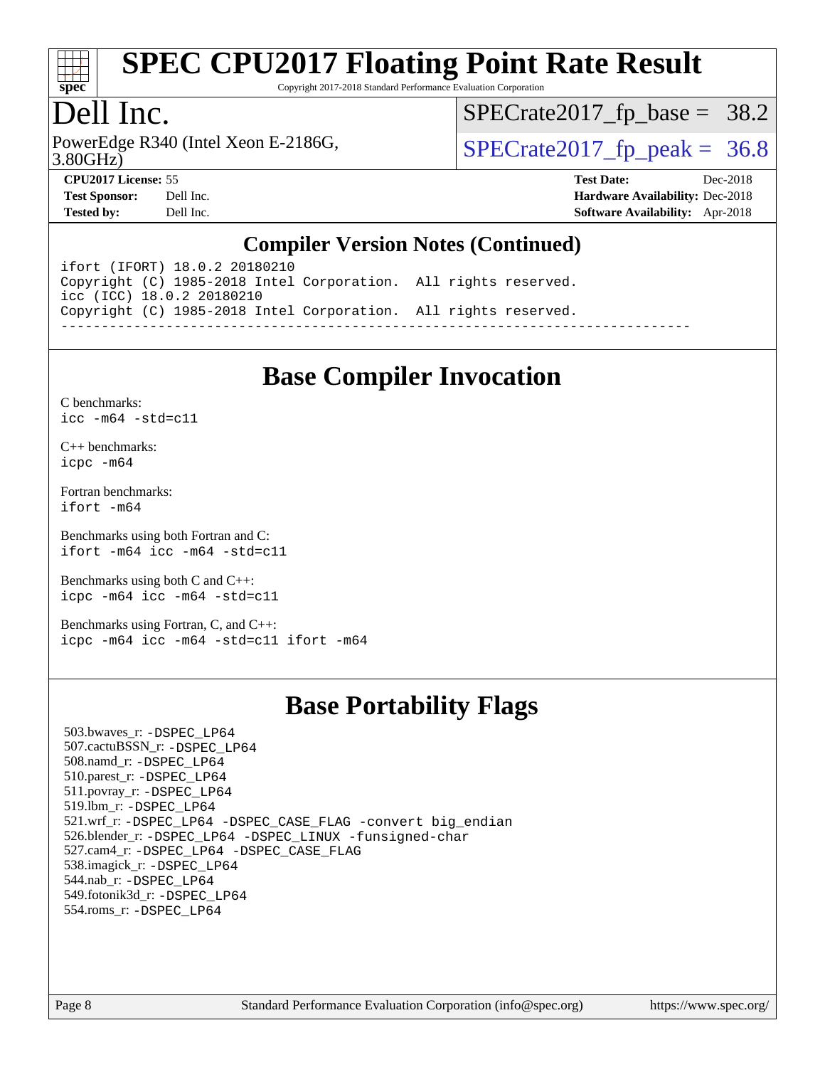# SPEC CPU2017 Floating Point Rate Result

Copyright 2017-2018 Standard Performance Evaluation Corporation

## Dell Inc.

PowerEdge R340 (Intel Xeon E-2186G, 3.80GHz)

SPECrate2017_fp_base = 38.2

SPECrate2017_fp_peak = 36.8

**CPU2017 License:** 55
**Test Sponsor:** Dell Inc.
**Tested by:** Dell Inc.

**Test Date:** Dec-2018
**Hardware Availability:** Dec-2018
**Software Availability:** Apr-2018

## Compiler Version Notes (Continued)

```
ifort (IFORT) 18.0.2 20180210
Copyright (C) 1985-2018 Intel Corporation.  All rights reserved.
icc (ICC) 18.0.2 20180210
Copyright (C) 1985-2018 Intel Corporation.  All rights reserved.
------------------------------------------------------------------------------
```

## Base Compiler Invocation

C benchmarks:
`icc -m64 -std=c11`

C++ benchmarks:
`icpc -m64`

Fortran benchmarks:
`ifort -m64`

Benchmarks using both Fortran and C:
`ifort -m64 icc -m64 -std=c11`

Benchmarks using both C and C++:
`icpc -m64 icc -m64 -std=c11`

Benchmarks using Fortran, C, and C++:
`icpc -m64 icc -m64 -std=c11 ifort -m64`

## Base Portability Flags

503.bwaves_r: -DSPEC_LP64
507.cactuBSSN_r: -DSPEC_LP64
508.namd_r: -DSPEC_LP64
510.parest_r: -DSPEC_LP64
511.povray_r: -DSPEC_LP64
519.lbm_r: -DSPEC_LP64
521.wrf_r: -DSPEC_LP64 -DSPEC_CASE_FLAG -convert big_endian
526.blender_r: -DSPEC_LP64 -DSPEC_LINUX -funsigned-char
527.cam4_r: -DSPEC_LP64 -DSPEC_CASE_FLAG
538.imagick_r: -DSPEC_LP64
544.nab_r: -DSPEC_LP64
549.fotonik3d_r: -DSPEC_LP64
554.roms_r: -DSPEC_LP64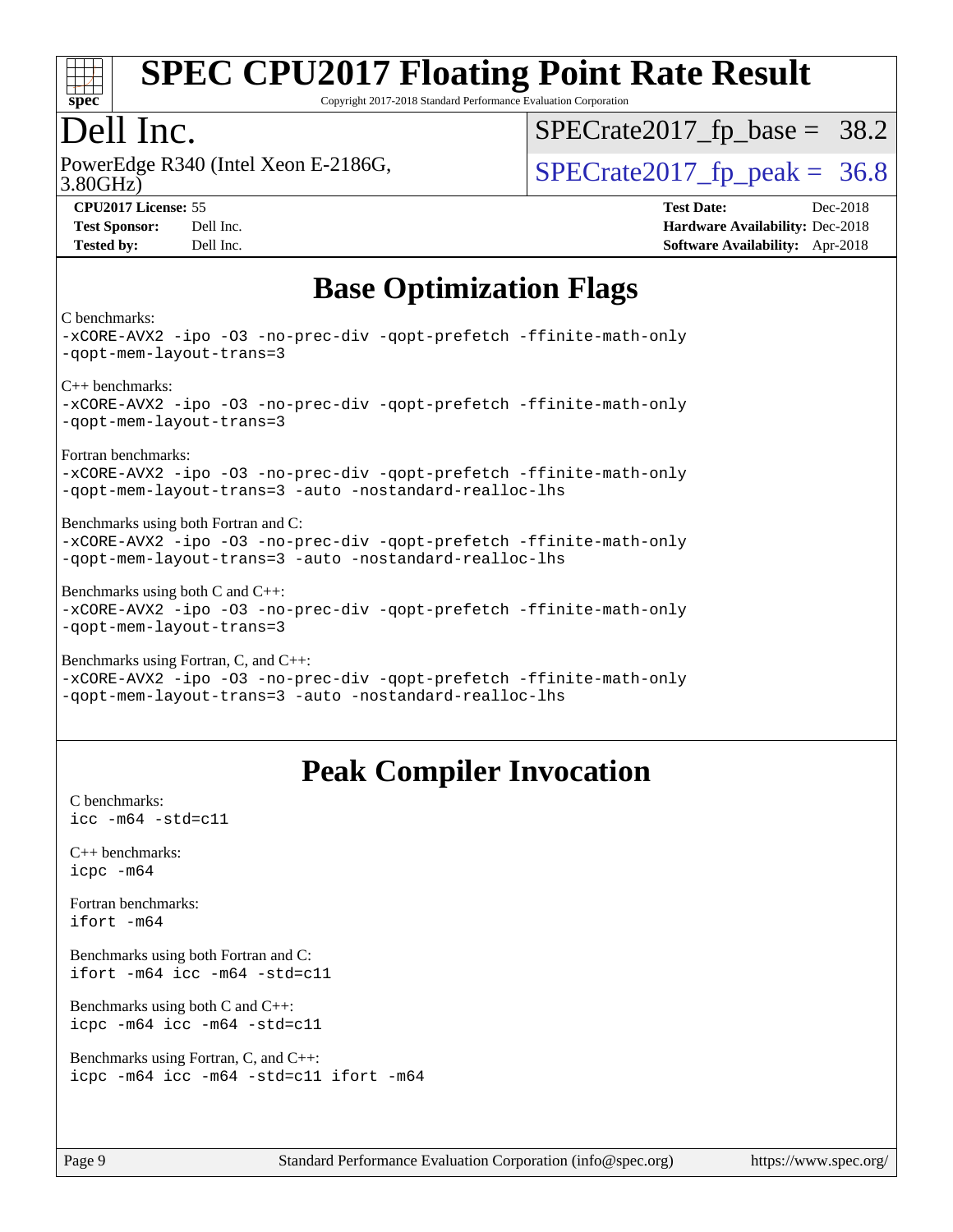## Base Optimization Flags

C benchmarks:
```
-xCORE-AVX2 -ipo -O3 -no-prec-div -qopt-prefetch -ffinite-math-only
-qopt-mem-layout-trans=3
```

C++ benchmarks:
```
-xCORE-AVX2 -ipo -O3 -no-prec-div -qopt-prefetch -ffinite-math-only
-qopt-mem-layout-trans=3
```

Fortran benchmarks:
```
-xCORE-AVX2 -ipo -O3 -no-prec-div -qopt-prefetch -ffinite-math-only
-qopt-mem-layout-trans=3 -auto -nostandard-realloc-lhs
```

Benchmarks using both Fortran and C:
```
-xCORE-AVX2 -ipo -O3 -no-prec-div -qopt-prefetch -ffinite-math-only
-qopt-mem-layout-trans=3 -auto -nostandard-realloc-lhs
```

Benchmarks using both C and C++:
```
-xCORE-AVX2 -ipo -O3 -no-prec-div -qopt-prefetch -ffinite-math-only
-qopt-mem-layout-trans=3
```

Benchmarks using Fortran, C, and C++:
```
-xCORE-AVX2 -ipo -O3 -no-prec-div -qopt-prefetch -ffinite-math-only
-qopt-mem-layout-trans=3 -auto -nostandard-realloc-lhs
```

## Peak Compiler Invocation

C benchmarks:
```
icc -m64 -std=c11
```

C++ benchmarks:
```
icpc -m64
```

Fortran benchmarks:
```
ifort -m64
```

Benchmarks using both Fortran and C:
```
ifort -m64 icc -m64 -std=c11
```

Benchmarks using both C and C++:
```
icpc -m64 icc -m64 -std=c11
```

Benchmarks using Fortran, C, and C++:
```
icpc -m64 icc -m64 -std=c11 ifort -m64
```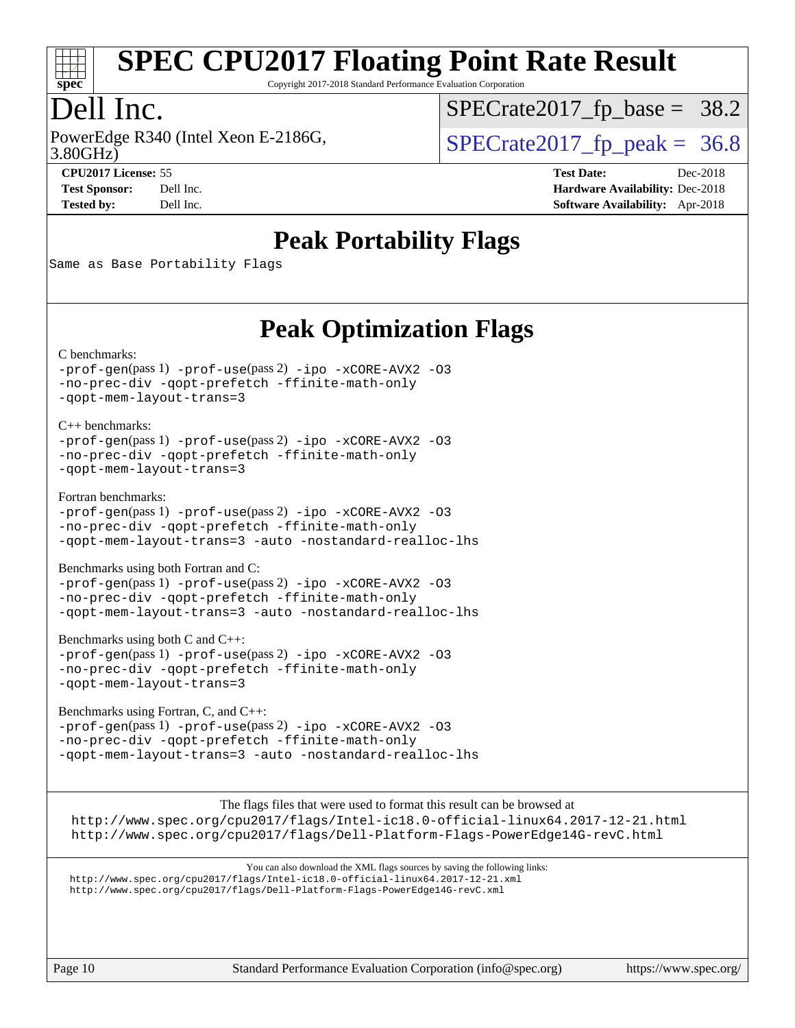# Peak Portability Flags

Same as Base Portability Flags

# Peak Optimization Flags

C benchmarks:

-prof-gen(pass 1) -prof-use(pass 2) -ipo -xCORE-AVX2 -O3 -no-prec-div -qopt-prefetch -ffinite-math-only -qopt-mem-layout-trans=3

C++ benchmarks:

-prof-gen(pass 1) -prof-use(pass 2) -ipo -xCORE-AVX2 -O3 -no-prec-div -qopt-prefetch -ffinite-math-only -qopt-mem-layout-trans=3

Fortran benchmarks:

-prof-gen(pass 1) -prof-use(pass 2) -ipo -xCORE-AVX2 -O3 -no-prec-div -qopt-prefetch -ffinite-math-only -qopt-mem-layout-trans=3 -auto -nostandard-realloc-lhs

Benchmarks using both Fortran and C:

-prof-gen(pass 1) -prof-use(pass 2) -ipo -xCORE-AVX2 -O3 -no-prec-div -qopt-prefetch -ffinite-math-only -qopt-mem-layout-trans=3 -auto -nostandard-realloc-lhs

Benchmarks using both C and C++:

-prof-gen(pass 1) -prof-use(pass 2) -ipo -xCORE-AVX2 -O3 -no-prec-div -qopt-prefetch -ffinite-math-only -qopt-mem-layout-trans=3

Benchmarks using Fortran, C, and C++:

-prof-gen(pass 1) -prof-use(pass 2) -ipo -xCORE-AVX2 -O3 -no-prec-div -qopt-prefetch -ffinite-math-only -qopt-mem-layout-trans=3 -auto -nostandard-realloc-lhs

The flags files that were used to format this result can be browsed at

http://www.spec.org/cpu2017/flags/Intel-ic18.0-official-linux64.2017-12-21.html
http://www.spec.org/cpu2017/flags/Dell-Platform-Flags-PowerEdge14G-revC.html

You can also download the XML flags sources by saving the following links:

http://www.spec.org/cpu2017/flags/Intel-ic18.0-official-linux64.2017-12-21.xml
http://www.spec.org/cpu2017/flags/Dell-Platform-Flags-PowerEdge14G-revC.xml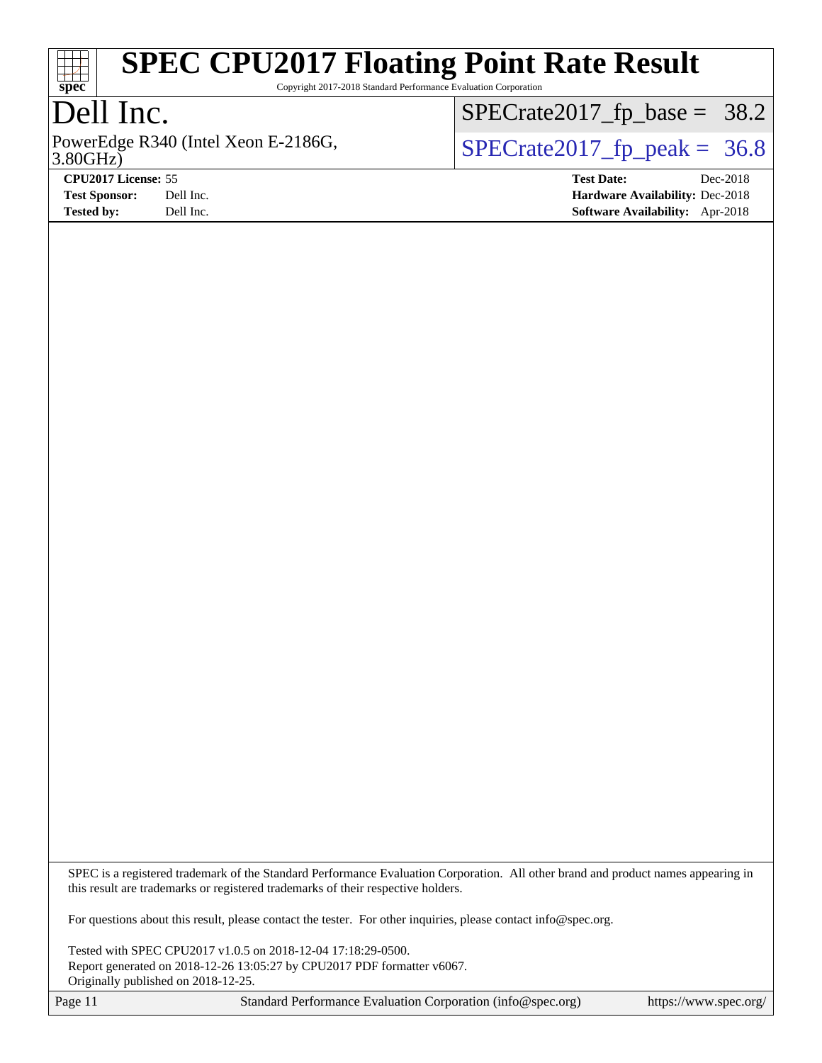# SPEC CPU2017 Floating Point Rate Result

Copyright 2017-2018 Standard Performance Evaluation Corporation

## Dell Inc.

PowerEdge R340 (Intel Xeon E-2186G, 3.80GHz)

SPECrate2017_fp_base = 38.2

SPECrate2017_fp_peak = 36.8

**CPU2017 License:** 55
**Test Sponsor:** Dell Inc.
**Tested by:** Dell Inc.

**Test Date:** Dec-2018
**Hardware Availability:** Dec-2018
**Software Availability:** Apr-2018

SPEC is a registered trademark of the Standard Performance Evaluation Corporation. All other brand and product names appearing in this result are trademarks or registered trademarks of their respective holders.

For questions about this result, please contact the tester. For other inquiries, please contact info@spec.org.

Tested with SPEC CPU2017 v1.0.5 on 2018-12-04 17:18:29-0500.
Report generated on 2018-12-26 13:05:27 by CPU2017 PDF formatter v6067.
Originally published on 2018-12-25.